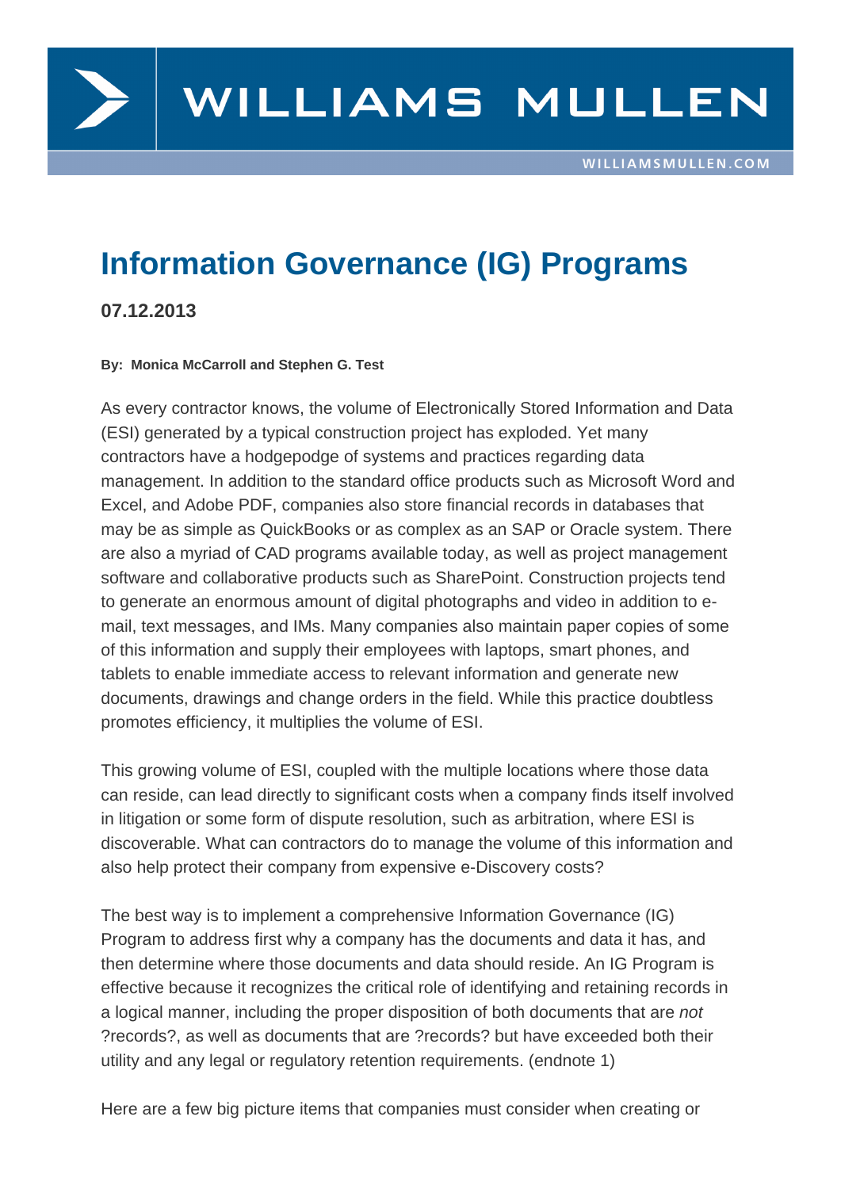# Information Governance (IG) Programs

**07.12.2013**

**By: Monica McCarroll and Stephen G. Test**

As every contractor knows, the volume of Electronically Stored Information and Data (ESI) generated by a typical construction project has exploded. Yet many contractors have a hodgepodge of systems and practices regarding data management. In addition to the standard office products such as Microsoft Word and Excel, and Adobe PDF, companies also store financial records in databases that may be as simple as QuickBooks or as complex as an SAP or Oracle system. There are also a myriad of CAD programs available today, as well as project management software and collaborative products such as SharePoint. Construction projects tend to generate an enormous amount of digital photographs and video in addition to e-mail, text messages, and IMs. Many companies also maintain paper copies of some of this information and supply their employees with laptops, smart phones, and tablets to enable immediate access to relevant information and generate new documents, drawings and change orders in the field. While this practice doubtless promotes efficiency, it multiplies the volume of ESI.

This growing volume of ESI, coupled with the multiple locations where those data can reside, can lead directly to significant costs when a company finds itself involved in litigation or some form of dispute resolution, such as arbitration, where ESI is discoverable. What can contractors do to manage the volume of this information and also help protect their company from expensive e-Discovery costs?

The best way is to implement a comprehensive Information Governance (IG) Program to address first why a company has the documents and data it has, and then determine where those documents and data should reside. An IG Program is effective because it recognizes the critical role of identifying and retaining records in a logical manner, including the proper disposition of both documents that are *not* ?records?, as well as documents that are ?records? but have exceeded both their utility and any legal or regulatory retention requirements. (endnote 1)

Here are a few big picture items that companies must consider when creating or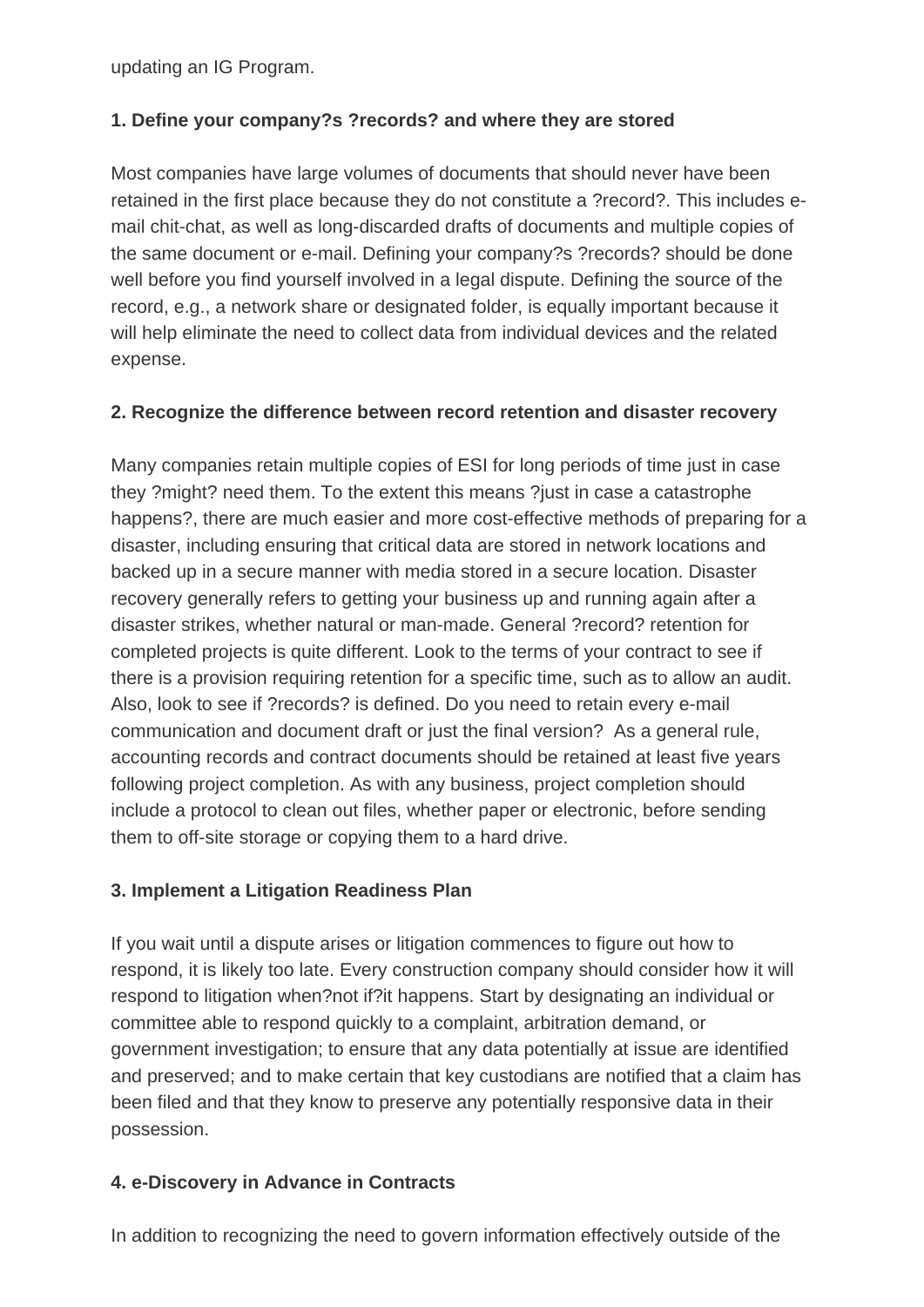updating an IG Program.

**1. Define your company?s ?records? and where they are stored**

Most companies have large volumes of documents that should never have been retained in the first place because they do not constitute a ?record?. This includes e-mail chit-chat, as well as long-discarded drafts of documents and multiple copies of the same document or e-mail. Defining your company?s ?records? should be done well before you find yourself involved in a legal dispute. Defining the source of the record, e.g., a network share or designated folder, is equally important because it will help eliminate the need to collect data from individual devices and the related expense.

**2. Recognize the difference between record retention and disaster recovery**

Many companies retain multiple copies of ESI for long periods of time just in case they ?might? need them. To the extent this means ?just in case a catastrophe happens?, there are much easier and more cost-effective methods of preparing for a disaster, including ensuring that critical data are stored in network locations and backed up in a secure manner with media stored in a secure location. Disaster recovery generally refers to getting your business up and running again after a disaster strikes, whether natural or man-made. General ?record? retention for completed projects is quite different. Look to the terms of your contract to see if there is a provision requiring retention for a specific time, such as to allow an audit. Also, look to see if ?records? is defined. Do you need to retain every e-mail communication and document draft or just the final version? As a general rule, accounting records and contract documents should be retained at least five years following project completion. As with any business, project completion should include a protocol to clean out files, whether paper or electronic, before sending them to off-site storage or copying them to a hard drive.

**3. Implement a Litigation Readiness Plan**

If you wait until a dispute arises or litigation commences to figure out how to respond, it is likely too late. Every construction company should consider how it will respond to litigation when?not if?it happens. Start by designating an individual or committee able to respond quickly to a complaint, arbitration demand, or government investigation; to ensure that any data potentially at issue are identified and preserved; and to make certain that key custodians are notified that a claim has been filed and that they know to preserve any potentially responsive data in their possession.

**4. e-Discovery in Advance in Contracts**

In addition to recognizing the need to govern information effectively outside of the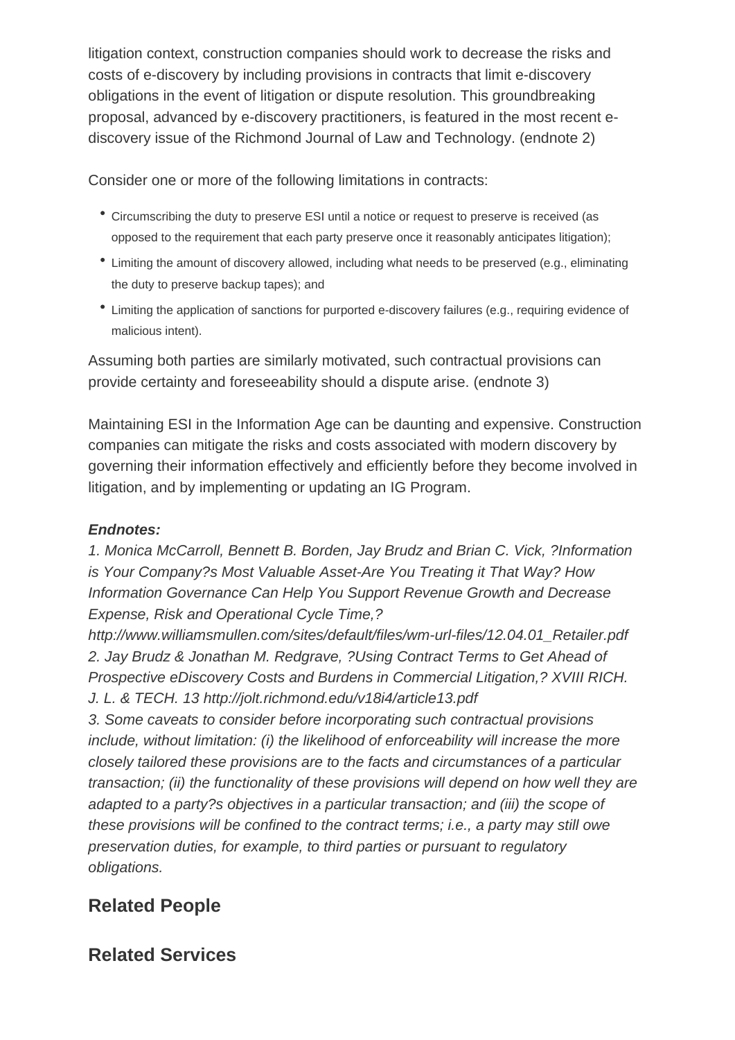litigation context, construction companies should work to decrease the risks and costs of e-discovery by including provisions in contracts that limit e-discovery obligations in the event of litigation or dispute resolution. This groundbreaking proposal, advanced by e-discovery practitioners, is featured in the most recent e-discovery issue of the Richmond Journal of Law and Technology. (endnote 2)

Consider one or more of the following limitations in contracts:

- Circumscribing the duty to preserve ESI until a notice or request to preserve is received (as opposed to the requirement that each party preserve once it reasonably anticipates litigation);
- Limiting the amount of discovery allowed, including what needs to be preserved (e.g., eliminating the duty to preserve backup tapes); and
- Limiting the application of sanctions for purported e-discovery failures (e.g., requiring evidence of malicious intent).

Assuming both parties are similarly motivated, such contractual provisions can provide certainty and foreseeability should a dispute arise. (endnote 3)

Maintaining ESI in the Information Age can be daunting and expensive. Construction companies can mitigate the risks and costs associated with modern discovery by governing their information effectively and efficiently before they become involved in litigation, and by implementing or updating an IG Program.

***Endnotes:***

*1. Monica McCarroll, Bennett B. Borden, Jay Brudz and Brian C. Vick, ?Information is Your Company?s Most Valuable Asset-Are You Treating it That Way? How Information Governance Can Help You Support Revenue Growth and Decrease Expense, Risk and Operational Cycle Time,? http://www.williamsmullen.com/sites/default/files/wm-url-files/12.04.01_Retailer.pdf*
*2. Jay Brudz & Jonathan M. Redgrave, ?Using Contract Terms to Get Ahead of Prospective eDiscovery Costs and Burdens in Commercial Litigation,? XVIII RICH. J. L. & TECH. 13 http://jolt.richmond.edu/v18i4/article13.pdf*
*3. Some caveats to consider before incorporating such contractual provisions include, without limitation: (i) the likelihood of enforceability will increase the more closely tailored these provisions are to the facts and circumstances of a particular transaction; (ii) the functionality of these provisions will depend on how well they are adapted to a party?s objectives in a particular transaction; and (iii) the scope of these provisions will be confined to the contract terms; i.e., a party may still owe preservation duties, for example, to third parties or pursuant to regulatory obligations.*

## Related People

## Related Services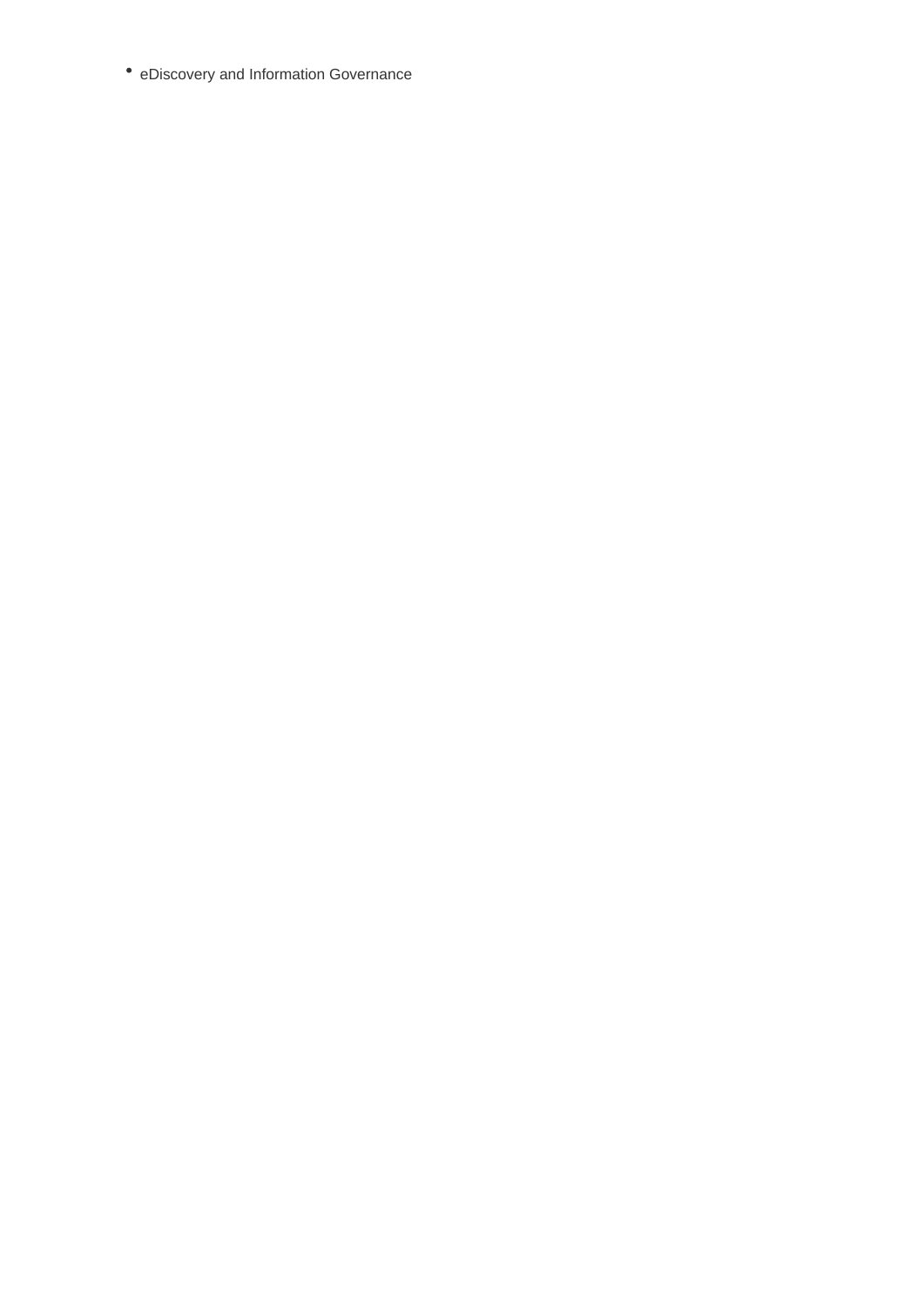- eDiscovery and Information Governance